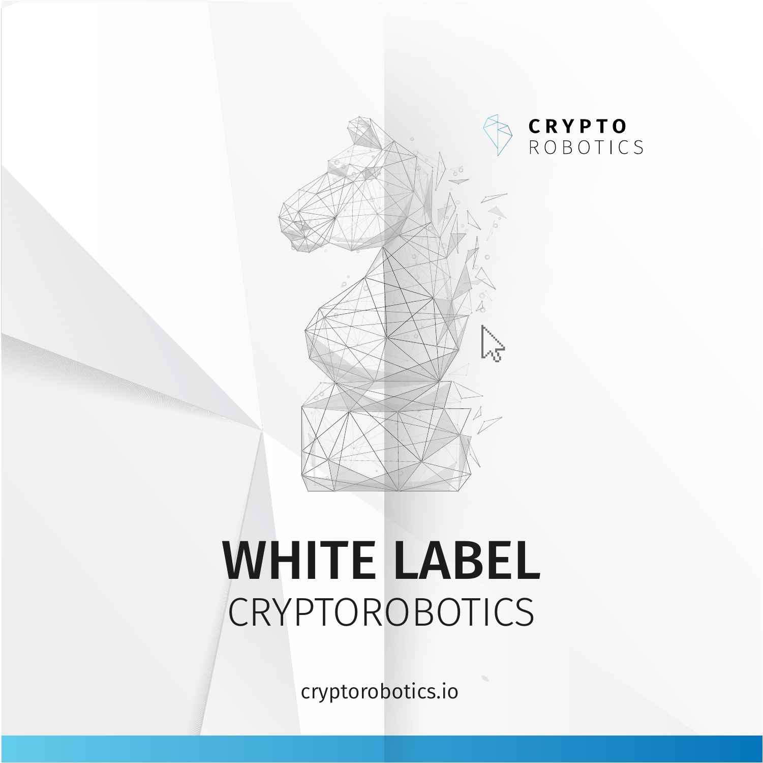CRYPTO ROBOTICS

# WHITE LABEL

## CRYPTOROBOTICS

cryptorobotics.io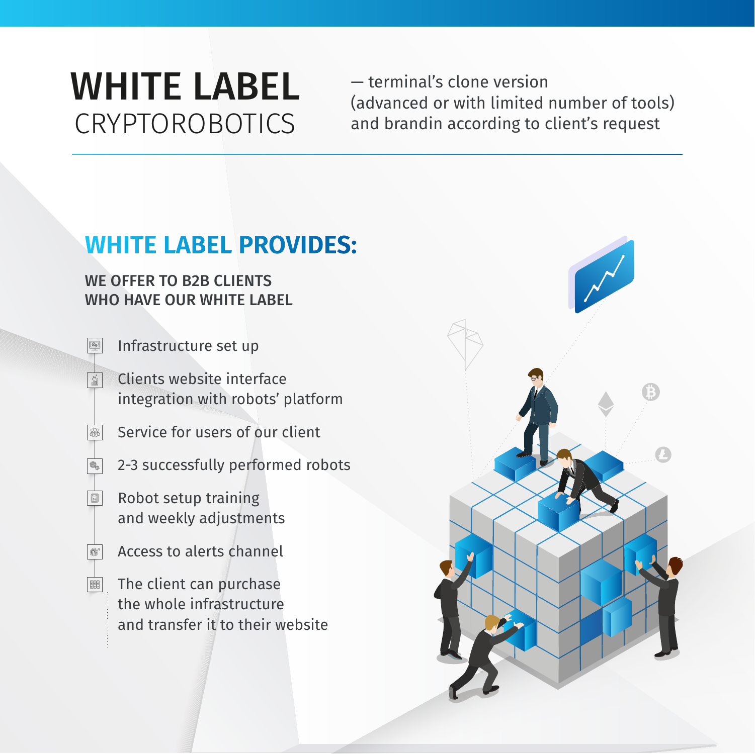# WHITE LABEL
## CRYPTOROBOTICS

— terminal's clone version (advanced or with limited number of tools) and brandin according to client's request

## WHITE LABEL PROVIDES:

**WE OFFER TO B2B CLIENTS WHO HAVE OUR WHITE LABEL**

- Infrastructure set up
- Clients website interface integration with robots' platform
- Service for users of our client
- 2-3 successfully performed robots
- Robot setup training and weekly adjustments
- Access to alerts channel
- The client can purchase the whole infrastructure and transfer it to their website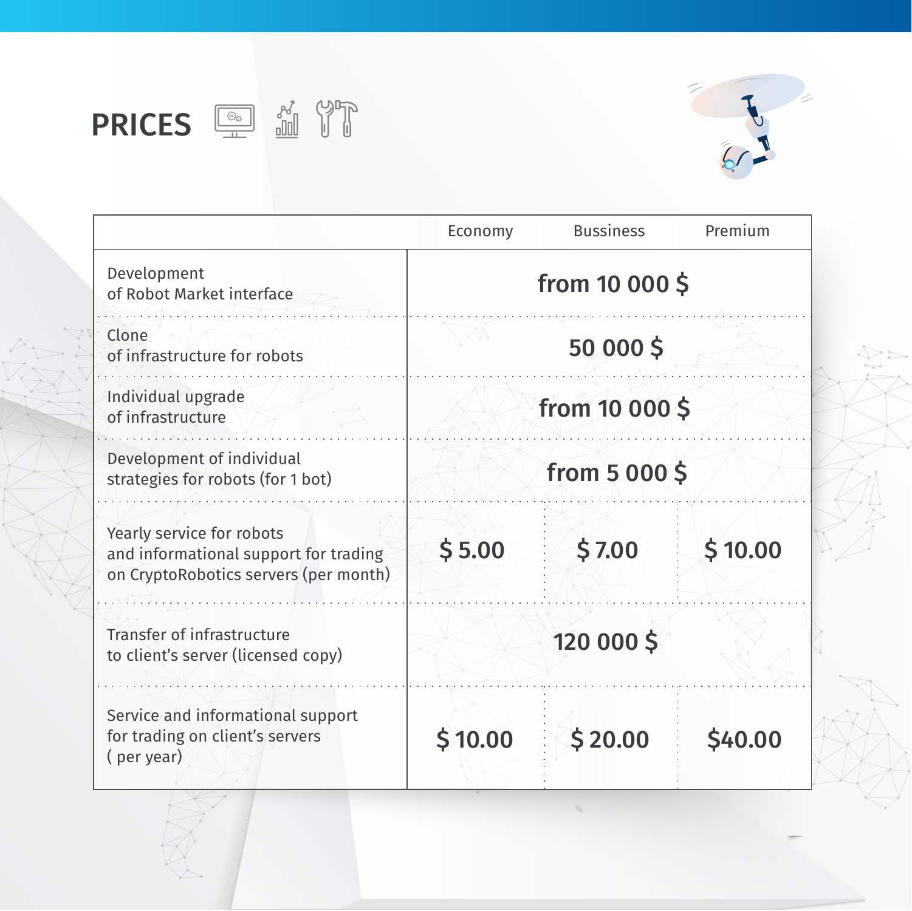# PRICES

| | Economy | Bussiness | Premium |
|---|---|---|---|
| Development of Robot Market interface | from 10 000 $ | | |
| Clone of infrastructure for robots | 50 000 $ | | |
| Individual upgrade of infrastructure | from 10 000 $ | | |
| Development of individual strategies for robots (for 1 bot) | from 5 000 $ | | |
| Yearly service for robots and informational support for trading on CryptoRobotics servers (per month) | $ 5.00 | $ 7.00 | $ 10.00 |
| Transfer of infrastructure to client's server (licensed copy) | 120 000 $ | | |
| Service and informational support for trading on client's servers ( per year) | $ 10.00 | $ 20.00 | $40.00 |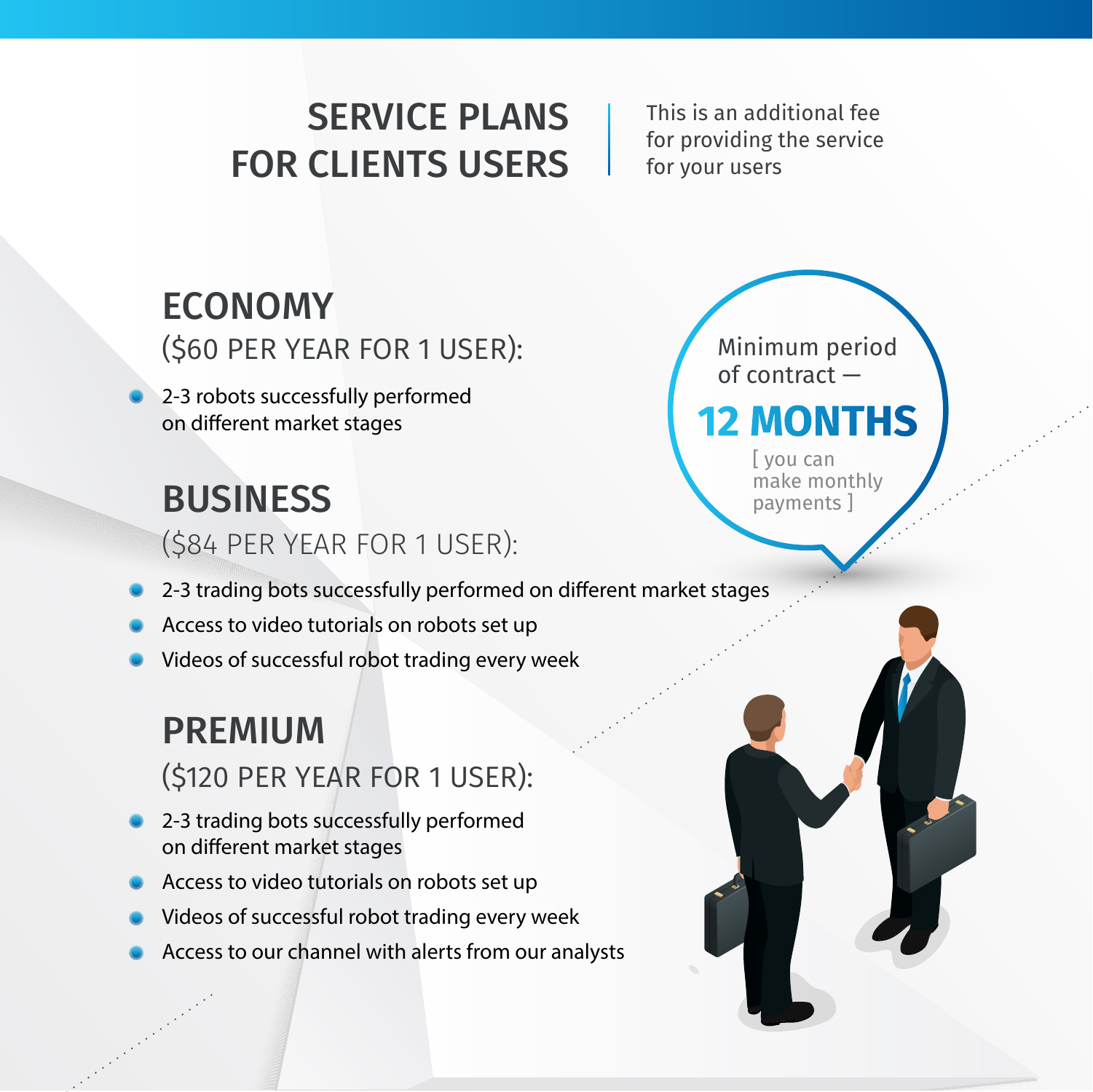# SERVICE PLANS FOR CLIENTS USERS

This is an additional fee for providing the service for your users

Minimum period of contract —

**12 MONTHS**

[ you can make monthly payments ]

## ECONOMY

($60 PER YEAR FOR 1 USER):

- 2-3 robots successfully performed on different market stages

## BUSINESS

($84 PER YEAR FOR 1 USER):

- 2-3 trading bots successfully performed on different market stages
- Access to video tutorials on robots set up
- Videos of successful robot trading every week

## PREMIUM

($120 PER YEAR FOR 1 USER):

- 2-3 trading bots successfully performed on different market stages
- Access to video tutorials on robots set up
- Videos of successful robot trading every week
- Access to our channel with alerts from our analysts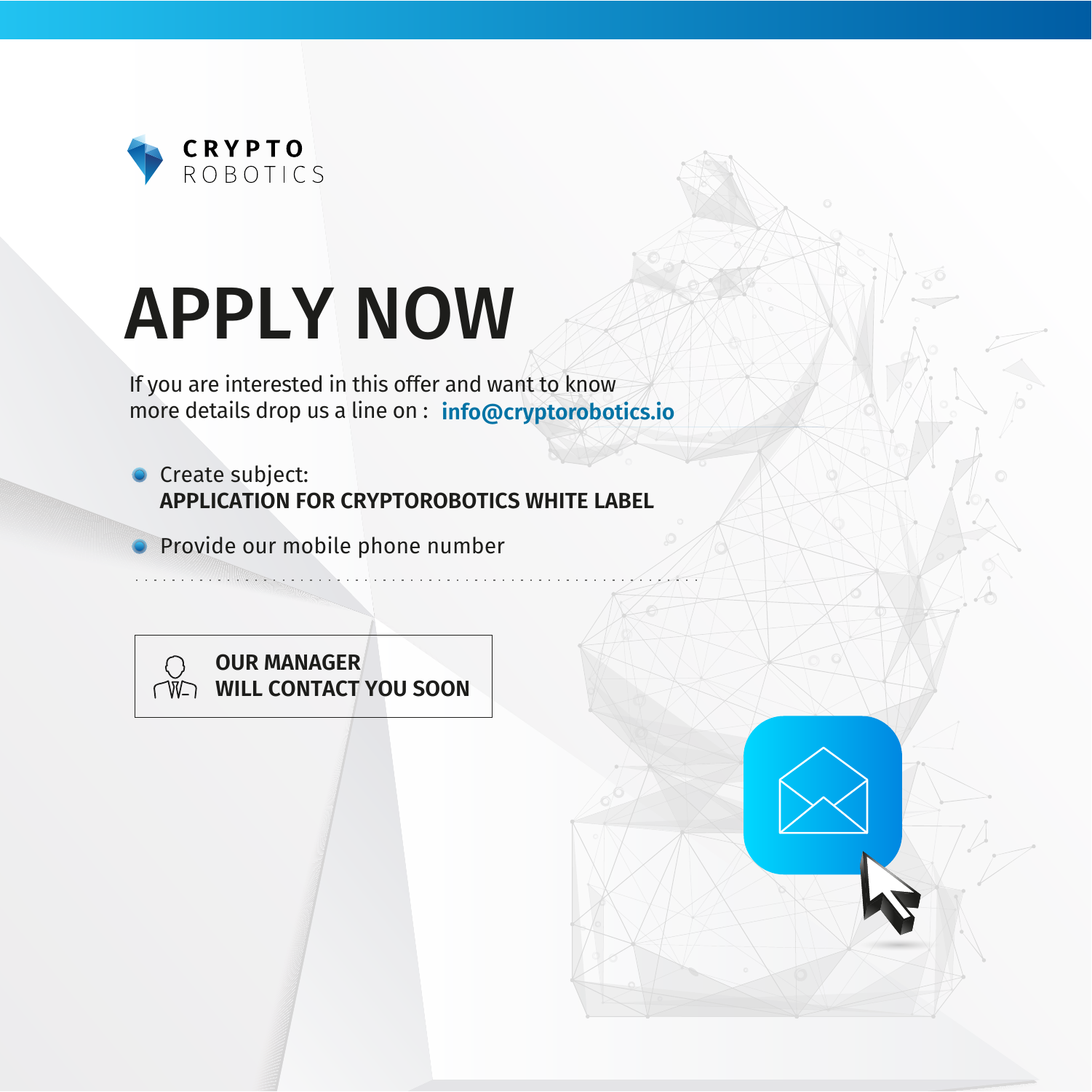CRYPTO ROBOTICS

# APPLY NOW

If you are interested in this offer and want to know more details drop us a line on : **info@cryptorobotics.io**

- Create subject: **APPLICATION FOR CRYPTOROBOTICS WHITE LABEL**
- Provide our mobile phone number

**OUR MANAGER WILL CONTACT YOU SOON**